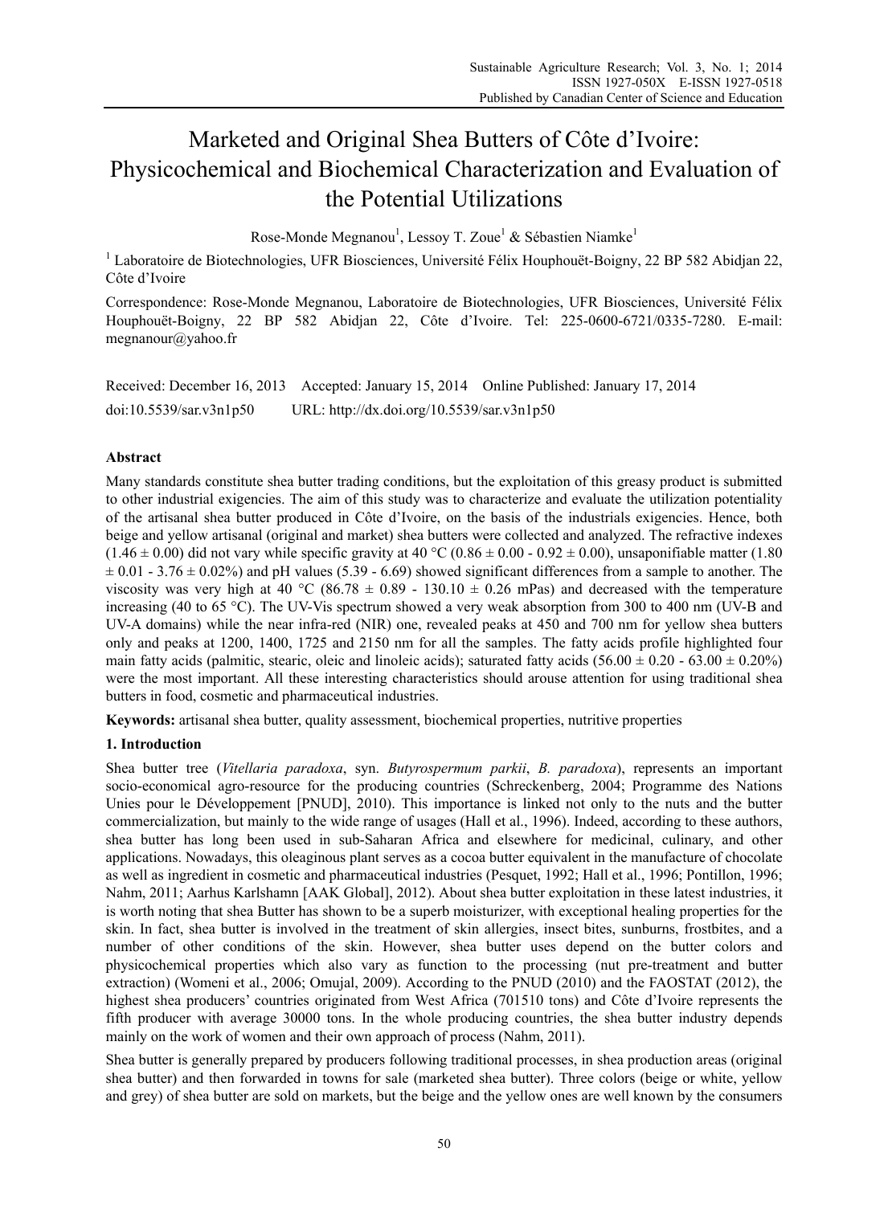# Marketed and Original Shea Butters of Côte d'Ivoire: Physicochemical and Biochemical Characterization and Evaluation of the Potential Utilizations

Rose-Monde Megnanou[1], Lessoy T. Zoue[1] & Sébastien Niamke[1]

[1] Laboratoire de Biotechnologies, UFR Biosciences, Université Félix Houphouët-Boigny, 22 BP 582 Abidjan 22, Côte d'Ivoire

Correspondence: Rose-Monde Megnanou, Laboratoire de Biotechnologies, UFR Biosciences, Université Félix Houphouët-Boigny, 22 BP 582 Abidjan 22, Côte d'Ivoire. Tel: 225-0600-6721/0335-7280. E-mail: megnanour@yahoo.fr

Received: December 16, 2013  Accepted: January 15, 2014  Online Published: January 17, 2014

doi:10.5539/sar.v3n1p50  URL: http://dx.doi.org/10.5539/sar.v3n1p50

## Abstract

Many standards constitute shea butter trading conditions, but the exploitation of this greasy product is submitted to other industrial exigencies. The aim of this study was to characterize and evaluate the utilization potentiality of the artisanal shea butter produced in Côte d'Ivoire, on the basis of the industrials exigencies. Hence, both beige and yellow artisanal (original and market) shea butters were collected and analyzed. The refractive indexes ($1.46 \pm 0.00$) did not vary while specific gravity at 40 °C ($0.86 \pm 0.00$ - $0.92 \pm 0.00$), unsaponifiable matter ($1.80 \pm 0.01$ - $3.76 \pm 0.02$%) and pH values (5.39 - 6.69) showed significant differences from a sample to another. The viscosity was very high at 40 °C ($86.78 \pm 0.89$ - $130.10 \pm 0.26$ mPas) and decreased with the temperature increasing (40 to 65 °C). The UV-Vis spectrum showed a very weak absorption from 300 to 400 nm (UV-B and UV-A domains) while the near infra-red (NIR) one, revealed peaks at 450 and 700 nm for yellow shea butters only and peaks at 1200, 1400, 1725 and 2150 nm for all the samples. The fatty acids profile highlighted four main fatty acids (palmitic, stearic, oleic and linoleic acids); saturated fatty acids ($56.00 \pm 0.20$ - $63.00 \pm 0.20$%) were the most important. All these interesting characteristics should arouse attention for using traditional shea butters in food, cosmetic and pharmaceutical industries.

**Keywords:** artisanal shea butter, quality assessment, biochemical properties, nutritive properties

## 1. Introduction

Shea butter tree (*Vitellaria paradoxa*, syn. *Butyrospermum parkii*, *B. paradoxa*), represents an important socio-economical agro-resource for the producing countries (Schreckenberg, 2004; Programme des Nations Unies pour le Développement [PNUD], 2010). This importance is linked not only to the nuts and the butter commercialization, but mainly to the wide range of usages (Hall et al., 1996). Indeed, according to these authors, shea butter has long been used in sub-Saharan Africa and elsewhere for medicinal, culinary, and other applications. Nowadays, this oleaginous plant serves as a cocoa butter equivalent in the manufacture of chocolate as well as ingredient in cosmetic and pharmaceutical industries (Pesquet, 1992; Hall et al., 1996; Pontillon, 1996; Nahm, 2011; Aarhus Karlshamn [AAK Global], 2012). About shea butter exploitation in these latest industries, it is worth noting that shea Butter has shown to be a superb moisturizer, with exceptional healing properties for the skin. In fact, shea butter is involved in the treatment of skin allergies, insect bites, sunburns, frostbites, and a number of other conditions of the skin. However, shea butter uses depend on the butter colors and physicochemical properties which also vary as function to the processing (nut pre-treatment and butter extraction) (Womeni et al., 2006; Omujal, 2009). According to the PNUD (2010) and the FAOSTAT (2012), the highest shea producers' countries originated from West Africa (701510 tons) and Côte d'Ivoire represents the fifth producer with average 30000 tons. In the whole producing countries, the shea butter industry depends mainly on the work of women and their own approach of process (Nahm, 2011).

Shea butter is generally prepared by producers following traditional processes, in shea production areas (original shea butter) and then forwarded in towns for sale (marketed shea butter). Three colors (beige or white, yellow and grey) of shea butter are sold on markets, but the beige and the yellow ones are well known by the consumers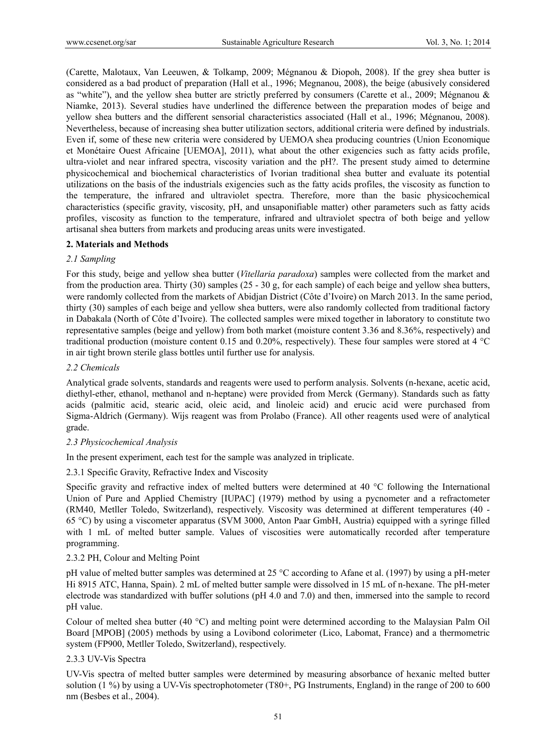(Carette, Malotaux, Van Leeuwen, & Tolkamp, 2009; Mégnanou & Diopoh, 2008). If the grey shea butter is considered as a bad product of preparation (Hall et al., 1996; Megnanou, 2008), the beige (abusively considered as "white"), and the yellow shea butter are strictly preferred by consumers (Carette et al., 2009; Mégnanou & Niamke, 2013). Several studies have underlined the difference between the preparation modes of beige and yellow shea butters and the different sensorial characteristics associated (Hall et al., 1996; Mégnanou, 2008). Nevertheless, because of increasing shea butter utilization sectors, additional criteria were defined by industrials. Even if, some of these new criteria were considered by UEMOA shea producing countries (Union Economique et Monétaire Ouest Africaine [UEMOA], 2011), what about the other exigencies such as fatty acids profile, ultra-violet and near infrared spectra, viscosity variation and the pH?. The present study aimed to determine physicochemical and biochemical characteristics of Ivorian traditional shea butter and evaluate its potential utilizations on the basis of the industrials exigencies such as the fatty acids profiles, the viscosity as function to the temperature, the infrared and ultraviolet spectra. Therefore, more than the basic physicochemical characteristics (specific gravity, viscosity, pH, and unsaponifiable matter) other parameters such as fatty acids profiles, viscosity as function to the temperature, infrared and ultraviolet spectra of both beige and yellow artisanal shea butters from markets and producing areas units were investigated.

## 2. Materials and Methods

### *2.1 Sampling*

For this study, beige and yellow shea butter (*Vitellaria paradoxa*) samples were collected from the market and from the production area. Thirty (30) samples (25 - 30 g, for each sample) of each beige and yellow shea butters, were randomly collected from the markets of Abidjan District (Côte d'Ivoire) on March 2013. In the same period, thirty (30) samples of each beige and yellow shea butters, were also randomly collected from traditional factory in Dabakala (North of Côte d'Ivoire). The collected samples were mixed together in laboratory to constitute two representative samples (beige and yellow) from both market (moisture content 3.36 and 8.36%, respectively) and traditional production (moisture content 0.15 and 0.20%, respectively). These four samples were stored at 4 °C in air tight brown sterile glass bottles until further use for analysis.

### *2.2 Chemicals*

Analytical grade solvents, standards and reagents were used to perform analysis. Solvents (n-hexane, acetic acid, diethyl-ether, ethanol, methanol and n-heptane) were provided from Merck (Germany). Standards such as fatty acids (palmitic acid, stearic acid, oleic acid, and linoleic acid) and erucic acid were purchased from Sigma-Aldrich (Germany). Wijs reagent was from Prolabo (France). All other reagents used were of analytical grade.

### *2.3 Physicochemical Analysis*

In the present experiment, each test for the sample was analyzed in triplicate.

#### 2.3.1 Specific Gravity, Refractive Index and Viscosity

Specific gravity and refractive index of melted butters were determined at 40 °C following the International Union of Pure and Applied Chemistry [IUPAC] (1979) method by using a pycnometer and a refractometer (RM40, Metller Toledo, Switzerland), respectively. Viscosity was determined at different temperatures (40 - 65 °C) by using a viscometer apparatus (SVM 3000, Anton Paar GmbH, Austria) equipped with a syringe filled with 1 mL of melted butter sample. Values of viscosities were automatically recorded after temperature programming.

#### 2.3.2 PH, Colour and Melting Point

pH value of melted butter samples was determined at 25 °C according to Afane et al. (1997) by using a pH-meter Hi 8915 ATC, Hanna, Spain). 2 mL of melted butter sample were dissolved in 15 mL of n-hexane. The pH-meter electrode was standardized with buffer solutions (pH 4.0 and 7.0) and then, immersed into the sample to record pH value.

Colour of melted shea butter (40 °C) and melting point were determined according to the Malaysian Palm Oil Board [MPOB] (2005) methods by using a Lovibond colorimeter (Lico, Labomat, France) and a thermometric system (FP900, Metller Toledo, Switzerland), respectively.

#### 2.3.3 UV-Vis Spectra

UV-Vis spectra of melted butter samples were determined by measuring absorbance of hexanic melted butter solution (1 %) by using a UV-Vis spectrophotometer (T80+, PG Instruments, England) in the range of 200 to 600 nm (Besbes et al., 2004).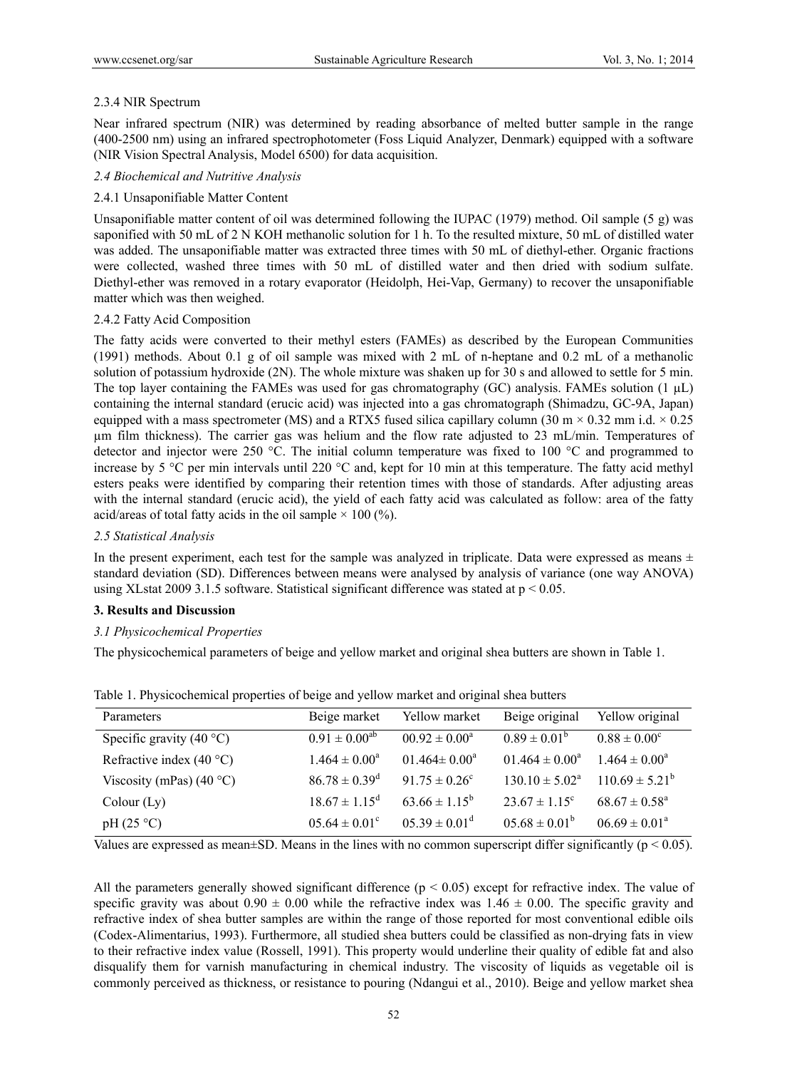#### 2.3.4 NIR Spectrum

Near infrared spectrum (NIR) was determined by reading absorbance of melted butter sample in the range (400-2500 nm) using an infrared spectrophotometer (Foss Liquid Analyzer, Denmark) equipped with a software (NIR Vision Spectral Analysis, Model 6500) for data acquisition.

### *2.4 Biochemical and Nutritive Analysis*

#### 2.4.1 Unsaponifiable Matter Content

Unsaponifiable matter content of oil was determined following the IUPAC (1979) method. Oil sample (5 g) was saponified with 50 mL of 2 N KOH methanolic solution for 1 h. To the resulted mixture, 50 mL of distilled water was added. The unsaponifiable matter was extracted three times with 50 mL of diethyl-ether. Organic fractions were collected, washed three times with 50 mL of distilled water and then dried with sodium sulfate. Diethyl-ether was removed in a rotary evaporator (Heidolph, Hei-Vap, Germany) to recover the unsaponifiable matter which was then weighed.

#### 2.4.2 Fatty Acid Composition

The fatty acids were converted to their methyl esters (FAMEs) as described by the European Communities (1991) methods. About 0.1 g of oil sample was mixed with 2 mL of n-heptane and 0.2 mL of a methanolic solution of potassium hydroxide (2N). The whole mixture was shaken up for 30 s and allowed to settle for 5 min. The top layer containing the FAMEs was used for gas chromatography (GC) analysis. FAMEs solution (1 μL) containing the internal standard (erucic acid) was injected into a gas chromatograph (Shimadzu, GC-9A, Japan) equipped with a mass spectrometer (MS) and a RTX5 fused silica capillary column (30 m × 0.32 mm i.d. × 0.25 μm film thickness). The carrier gas was helium and the flow rate adjusted to 23 mL/min. Temperatures of detector and injector were 250 °C. The initial column temperature was fixed to 100 °C and programmed to increase by 5 °C per min intervals until 220 °C and, kept for 10 min at this temperature. The fatty acid methyl esters peaks were identified by comparing their retention times with those of standards. After adjusting areas with the internal standard (erucic acid), the yield of each fatty acid was calculated as follow: area of the fatty acid/areas of total fatty acids in the oil sample × 100 (%).

### *2.5 Statistical Analysis*

In the present experiment, each test for the sample was analyzed in triplicate. Data were expressed as means ± standard deviation (SD). Differences between means were analysed by analysis of variance (one way ANOVA) using XLstat 2009 3.1.5 software. Statistical significant difference was stated at $p < 0.05$.

## 3. Results and Discussion

### *3.1 Physicochemical Properties*

The physicochemical parameters of beige and yellow market and original shea butters are shown in Table 1.

Table 1. Physicochemical properties of beige and yellow market and original shea butters

| Parameters | Beige market | Yellow market | Beige original | Yellow original |
|---|---|---|---|---|
| Specific gravity (40 °C) | $0.91 \pm 0.00^{ab}$ | $00.92 \pm 0.00^{a}$ | $0.89 \pm 0.01^{b}$ | $0.88 \pm 0.00^{c}$ |
| Refractive index (40 °C) | $1.464 \pm 0.00^{a}$ | $01.464 \pm 0.00^{a}$ | $01.464 \pm 0.00^{a}$ | $1.464 \pm 0.00^{a}$ |
| Viscosity (mPas) (40 °C) | $86.78 \pm 0.39^{d}$ | $91.75 \pm 0.26^{c}$ | $130.10 \pm 5.02^{a}$ | $110.69 \pm 5.21^{b}$ |
| Colour (Ly) | $18.67 \pm 1.15^{d}$ | $63.66 \pm 1.15^{b}$ | $23.67 \pm 1.15^{c}$ | $68.67 \pm 0.58^{a}$ |
| pH (25 °C) | $05.64 \pm 0.01^{c}$ | $05.39 \pm 0.01^{d}$ | $05.68 \pm 0.01^{b}$ | $06.69 \pm 0.01^{a}$ |

Values are expressed as mean±SD. Means in the lines with no common superscript differ significantly ($p < 0.05$).

All the parameters generally showed significant difference ($p < 0.05$) except for refractive index. The value of specific gravity was about 0.90 ± 0.00 while the refractive index was 1.46 ± 0.00. The specific gravity and refractive index of shea butter samples are within the range of those reported for most conventional edible oils (Codex-Alimentarius, 1993). Furthermore, all studied shea butters could be classified as non-drying fats in view to their refractive index value (Rossell, 1991). This property would underline their quality of edible fat and also disqualify them for varnish manufacturing in chemical industry. The viscosity of liquids as vegetable oil is commonly perceived as thickness, or resistance to pouring (Ndangui et al., 2010). Beige and yellow market shea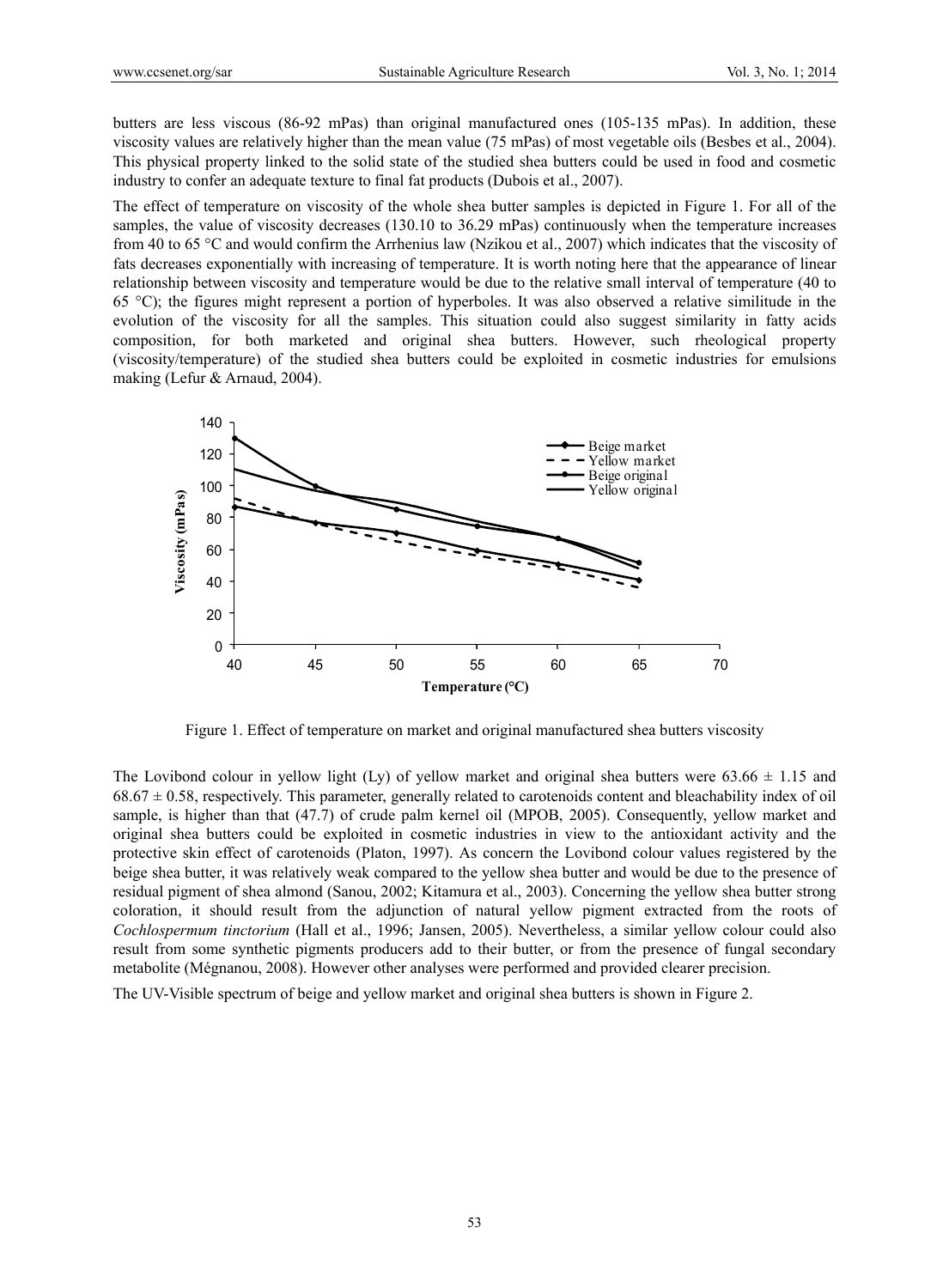butters are less viscous (86-92 mPas) than original manufactured ones (105-135 mPas). In addition, these viscosity values are relatively higher than the mean value (75 mPas) of most vegetable oils (Besbes et al., 2004). This physical property linked to the solid state of the studied shea butters could be used in food and cosmetic industry to confer an adequate texture to final fat products (Dubois et al., 2007).

The effect of temperature on viscosity of the whole shea butter samples is depicted in Figure 1. For all of the samples, the value of viscosity decreases (130.10 to 36.29 mPas) continuously when the temperature increases from 40 to 65 °C and would confirm the Arrhenius law (Nzikou et al., 2007) which indicates that the viscosity of fats decreases exponentially with increasing of temperature. It is worth noting here that the appearance of linear relationship between viscosity and temperature would be due to the relative small interval of temperature (40 to 65 °C); the figures might represent a portion of hyperboles. It was also observed a relative similitude in the evolution of the viscosity for all the samples. This situation could also suggest similarity in fatty acids composition, for both marketed and original shea butters. However, such rheological property (viscosity/temperature) of the studied shea butters could be exploited in cosmetic industries for emulsions making (Lefur & Arnaud, 2004).

Figure 1. Effect of temperature on market and original manufactured shea butters viscosity

The Lovibond colour in yellow light (Ly) of yellow market and original shea butters were 63.66 ± 1.15 and 68.67 ± 0.58, respectively. This parameter, generally related to carotenoids content and bleachability index of oil sample, is higher than that (47.7) of crude palm kernel oil (MPOB, 2005). Consequently, yellow market and original shea butters could be exploited in cosmetic industries in view to the antioxidant activity and the protective skin effect of carotenoids (Platon, 1997). As concern the Lovibond colour values registered by the beige shea butter, it was relatively weak compared to the yellow shea butter and would be due to the presence of residual pigment of shea almond (Sanou, 2002; Kitamura et al., 2003). Concerning the yellow shea butter strong coloration, it should result from the adjunction of natural yellow pigment extracted from the roots of *Cochlospermum tinctorium* (Hall et al., 1996; Jansen, 2005). Nevertheless, a similar yellow colour could also result from some synthetic pigments producers add to their butter, or from the presence of fungal secondary metabolite (Mégnanou, 2008). However other analyses were performed and provided clearer precision.

The UV-Visible spectrum of beige and yellow market and original shea butters is shown in Figure 2.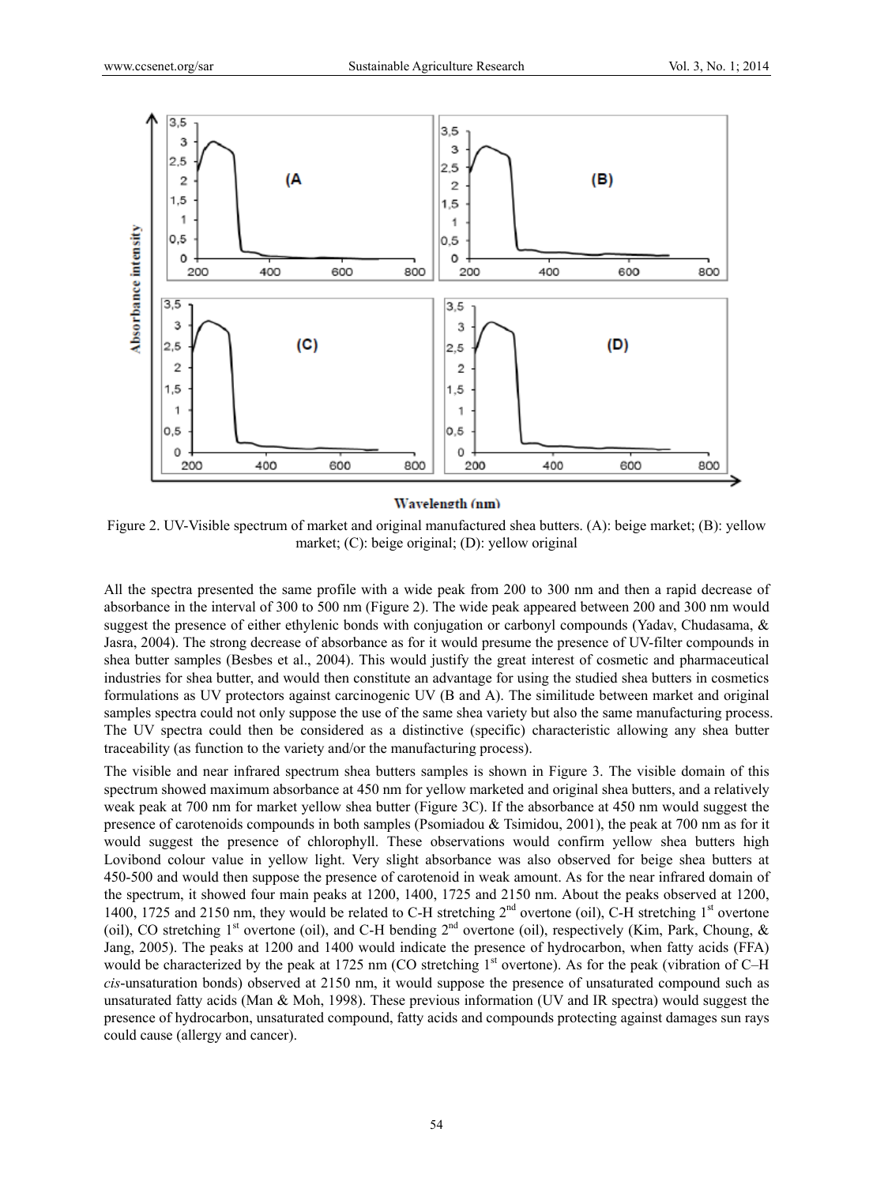Figure 2. UV-Visible spectrum of market and original manufactured shea butters. (A): beige market; (B): yellow market; (C): beige original; (D): yellow original

All the spectra presented the same profile with a wide peak from 200 to 300 nm and then a rapid decrease of absorbance in the interval of 300 to 500 nm (Figure 2). The wide peak appeared between 200 and 300 nm would suggest the presence of either ethylenic bonds with conjugation or carbonyl compounds (Yadav, Chudasama, & Jasra, 2004). The strong decrease of absorbance as for it would presume the presence of UV-filter compounds in shea butter samples (Besbes et al., 2004). This would justify the great interest of cosmetic and pharmaceutical industries for shea butter, and would then constitute an advantage for using the studied shea butters in cosmetics formulations as UV protectors against carcinogenic UV (B and A). The similitude between market and original samples spectra could not only suppose the use of the same shea variety but also the same manufacturing process. The UV spectra could then be considered as a distinctive (specific) characteristic allowing any shea butter traceability (as function to the variety and/or the manufacturing process).

The visible and near infrared spectrum shea butters samples is shown in Figure 3. The visible domain of this spectrum showed maximum absorbance at 450 nm for yellow marketed and original shea butters, and a relatively weak peak at 700 nm for market yellow shea butter (Figure 3C). If the absorbance at 450 nm would suggest the presence of carotenoids compounds in both samples (Psomiadou & Tsimidou, 2001), the peak at 700 nm as for it would suggest the presence of chlorophyll. These observations would confirm yellow shea butters high Lovibond colour value in yellow light. Very slight absorbance was also observed for beige shea butters at 450-500 and would then suppose the presence of carotenoid in weak amount. As for the near infrared domain of the spectrum, it showed four main peaks at 1200, 1400, 1725 and 2150 nm. About the peaks observed at 1200, 1400, 1725 and 2150 nm, they would be related to C-H stretching 2[nd] overtone (oil), C-H stretching 1[st] overtone (oil), CO stretching 1[st] overtone (oil), and C-H bending 2[nd] overtone (oil), respectively (Kim, Park, Choung, & Jang, 2005). The peaks at 1200 and 1400 would indicate the presence of hydrocarbon, when fatty acids (FFA) would be characterized by the peak at 1725 nm (CO stretching 1[st] overtone). As for the peak (vibration of C–H *cis*-unsaturation bonds) observed at 2150 nm, it would suppose the presence of unsaturated compound such as unsaturated fatty acids (Man & Moh, 1998). These previous information (UV and IR spectra) would suggest the presence of hydrocarbon, unsaturated compound, fatty acids and compounds protecting against damages sun rays could cause (allergy and cancer).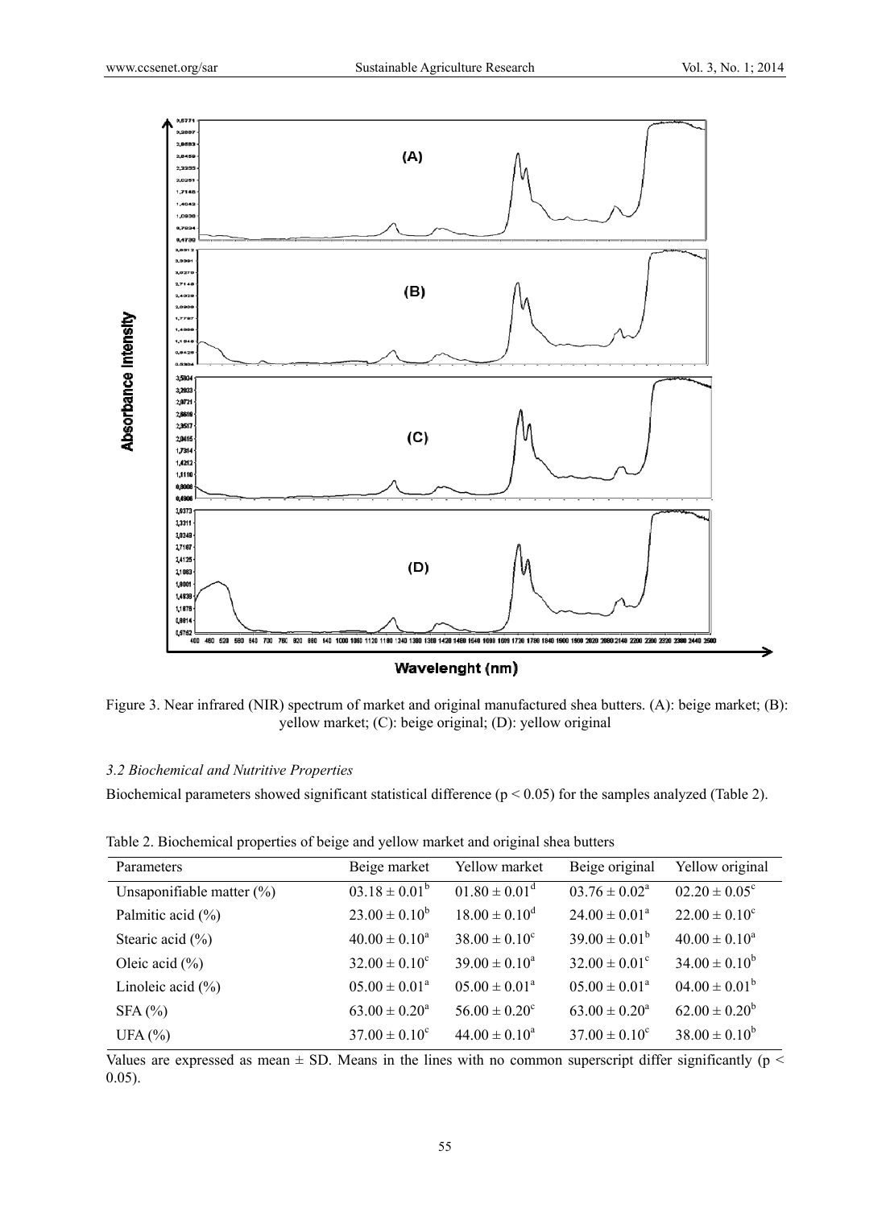Figure 3. Near infrared (NIR) spectrum of market and original manufactured shea butters. (A): beige market; (B): yellow market; (C): beige original; (D): yellow original

### *3.2 Biochemical and Nutritive Properties*

Biochemical parameters showed significant statistical difference ($p < 0.05$) for the samples analyzed (Table 2).

Table 2. Biochemical properties of beige and yellow market and original shea butters

| Parameters | Beige market | Yellow market | Beige original | Yellow original |
|---|---|---|---|---|
| Unsaponifiable matter (%) | $03.18 \pm 0.01^{b}$ | $01.80 \pm 0.01^{d}$ | $03.76 \pm 0.02^{a}$ | $02.20 \pm 0.05^{c}$ |
| Palmitic acid (%) | $23.00 \pm 0.10^{b}$ | $18.00 \pm 0.10^{d}$ | $24.00 \pm 0.01^{a}$ | $22.00 \pm 0.10^{c}$ |
| Stearic acid (%) | $40.00 \pm 0.10^{a}$ | $38.00 \pm 0.10^{c}$ | $39.00 \pm 0.01^{b}$ | $40.00 \pm 0.10^{a}$ |
| Oleic acid (%) | $32.00 \pm 0.10^{c}$ | $39.00 \pm 0.10^{a}$ | $32.00 \pm 0.01^{c}$ | $34.00 \pm 0.10^{b}$ |
| Linoleic acid (%) | $05.00 \pm 0.01^{a}$ | $05.00 \pm 0.01^{a}$ | $05.00 \pm 0.01^{a}$ | $04.00 \pm 0.01^{b}$ |
| SFA (%) | $63.00 \pm 0.20^{a}$ | $56.00 \pm 0.20^{c}$ | $63.00 \pm 0.20^{a}$ | $62.00 \pm 0.20^{b}$ |
| UFA (%) | $37.00 \pm 0.10^{c}$ | $44.00 \pm 0.10^{a}$ | $37.00 \pm 0.10^{c}$ | $38.00 \pm 0.10^{b}$ |

Values are expressed as mean ± SD. Means in the lines with no common superscript differ significantly ($p < 0.05$).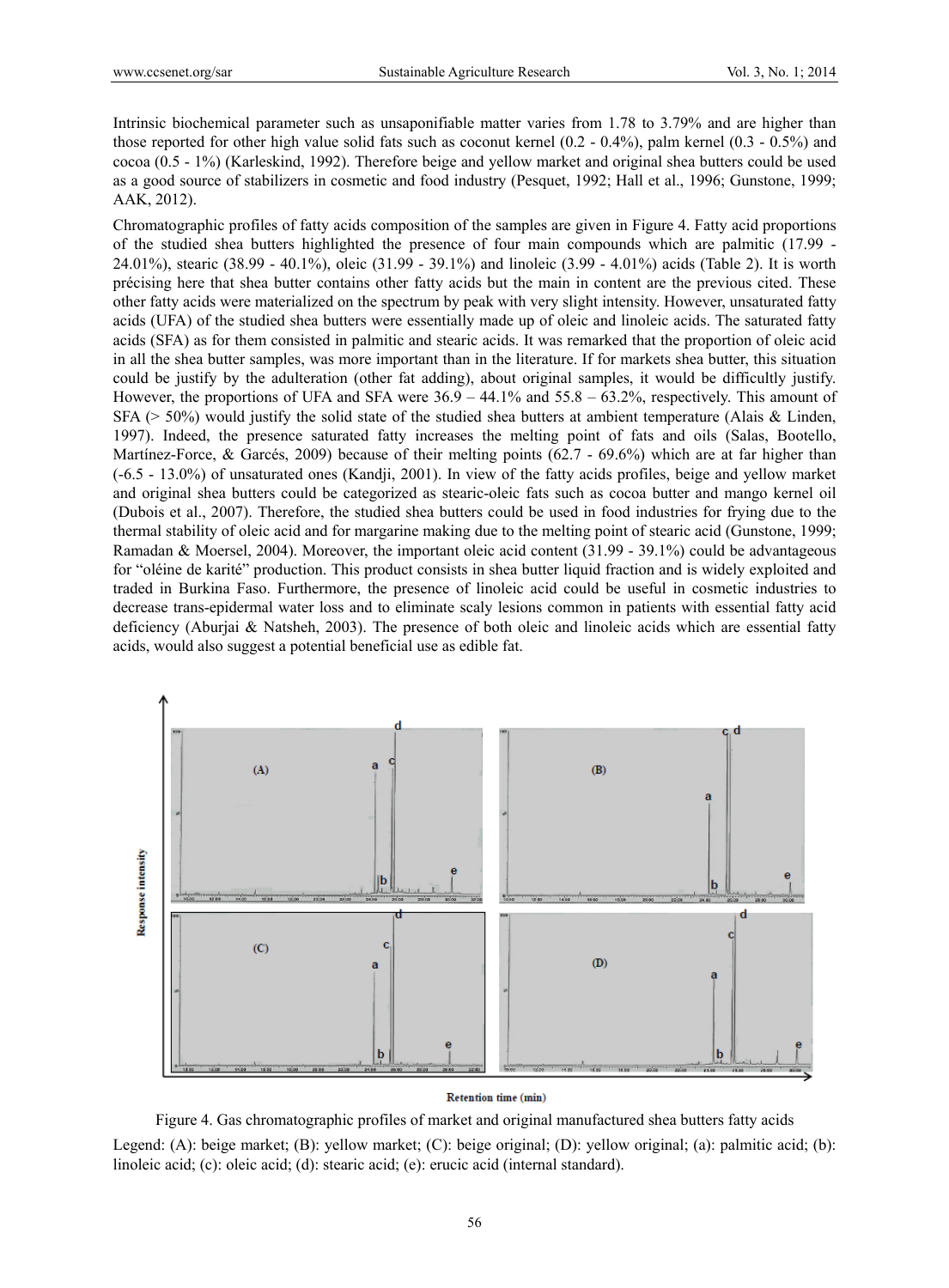Intrinsic biochemical parameter such as unsaponifiable matter varies from 1.78 to 3.79% and are higher than those reported for other high value solid fats such as coconut kernel (0.2 - 0.4%), palm kernel (0.3 - 0.5%) and cocoa (0.5 - 1%) (Karleskind, 1992). Therefore beige and yellow market and original shea butters could be used as a good source of stabilizers in cosmetic and food industry (Pesquet, 1992; Hall et al., 1996; Gunstone, 1999; AAK, 2012).

Chromatographic profiles of fatty acids composition of the samples are given in Figure 4. Fatty acid proportions of the studied shea butters highlighted the presence of four main compounds which are palmitic (17.99 - 24.01%), stearic (38.99 - 40.1%), oleic (31.99 - 39.1%) and linoleic (3.99 - 4.01%) acids (Table 2). It is worth précising here that shea butter contains other fatty acids but the main in content are the previous cited. These other fatty acids were materialized on the spectrum by peak with very slight intensity. However, unsaturated fatty acids (UFA) of the studied shea butters were essentially made up of oleic and linoleic acids. The saturated fatty acids (SFA) as for them consisted in palmitic and stearic acids. It was remarked that the proportion of oleic acid in all the shea butter samples, was more important than in the literature. If for markets shea butter, this situation could be justify by the adulteration (other fat adding), about original samples, it would be difficultly justify. However, the proportions of UFA and SFA were 36.9 – 44.1% and 55.8 – 63.2%, respectively. This amount of SFA (> 50%) would justify the solid state of the studied shea butters at ambient temperature (Alais & Linden, 1997). Indeed, the presence saturated fatty increases the melting point of fats and oils (Salas, Bootello, Martínez-Force, & Garcés, 2009) because of their melting points (62.7 - 69.6%) which are at far higher than (-6.5 - 13.0%) of unsaturated ones (Kandji, 2001). In view of the fatty acids profiles, beige and yellow market and original shea butters could be categorized as stearic-oleic fats such as cocoa butter and mango kernel oil (Dubois et al., 2007). Therefore, the studied shea butters could be used in food industries for frying due to the thermal stability of oleic acid and for margarine making due to the melting point of stearic acid (Gunstone, 1999; Ramadan & Moersel, 2004). Moreover, the important oleic acid content (31.99 - 39.1%) could be advantageous for "oléine de karité" production. This product consists in shea butter liquid fraction and is widely exploited and traded in Burkina Faso. Furthermore, the presence of linoleic acid could be useful in cosmetic industries to decrease trans-epidermal water loss and to eliminate scaly lesions common in patients with essential fatty acid deficiency (Aburjai & Natsheh, 2003). The presence of both oleic and linoleic acids which are essential fatty acids, would also suggest a potential beneficial use as edible fat.

Figure 4. Gas chromatographic profiles of market and original manufactured shea butters fatty acids

Legend: (A): beige market; (B): yellow market; (C): beige original; (D): yellow original; (a): palmitic acid; (b): linoleic acid; (c): oleic acid; (d): stearic acid; (e): erucic acid (internal standard).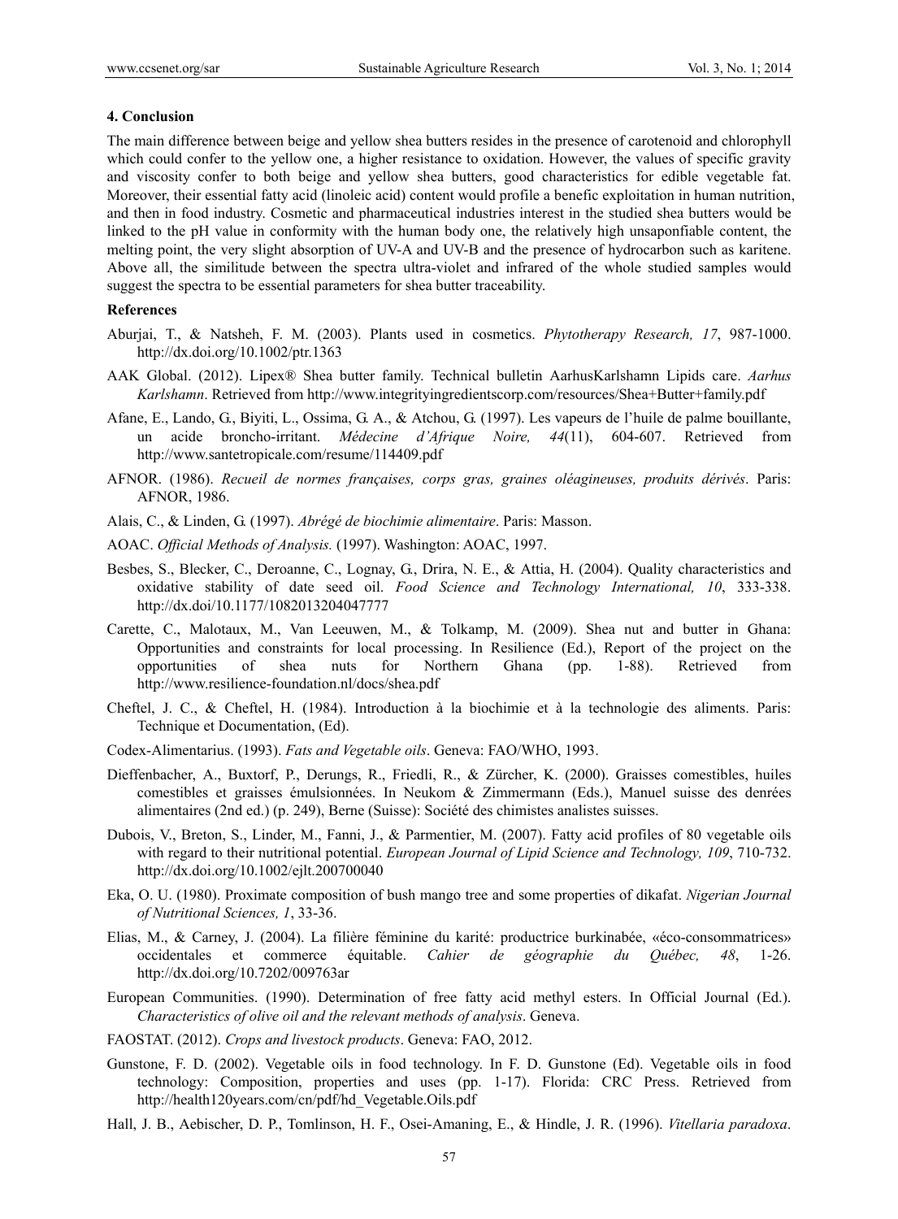### 4. Conclusion

The main difference between beige and yellow shea butters resides in the presence of carotenoid and chlorophyll which could confer to the yellow one, a higher resistance to oxidation. However, the values of specific gravity and viscosity confer to both beige and yellow shea butters, good characteristics for edible vegetable fat. Moreover, their essential fatty acid (linoleic acid) content would profile a benefic exploitation in human nutrition, and then in food industry. Cosmetic and pharmaceutical industries interest in the studied shea butters would be linked to the pH value in conformity with the human body one, the relatively high unsaponfiable content, the melting point, the very slight absorption of UV-A and UV-B and the presence of hydrocarbon such as karitene. Above all, the similitude between the spectra ultra-violet and infrared of the whole studied samples would suggest the spectra to be essential parameters for shea butter traceability.

### References

Aburjai, T., & Natsheh, F. M. (2003). Plants used in cosmetics. *Phytotherapy Research, 17*, 987-1000. http://dx.doi.org/10.1002/ptr.1363

AAK Global. (2012). Lipex® Shea butter family. Technical bulletin AarhusKarlshamn Lipids care. *Aarhus Karlshamn*. Retrieved from http://www.integrityingredientscorp.com/resources/Shea+Butter+family.pdf

Afane, E., Lando, G., Biyiti, L., Ossima, G. A., & Atchou, G. (1997). Les vapeurs de l'huile de palme bouillante, un acide broncho-irritant. *Médecine d'Afrique Noire, 44*(11), 604-607. Retrieved from http://www.santetropicale.com/resume/114409.pdf

AFNOR. (1986). *Recueil de normes françaises, corps gras, graines oléagineuses, produits dérivés*. Paris: AFNOR, 1986.

Alais, C., & Linden, G. (1997). *Abrégé de biochimie alimentaire*. Paris: Masson.

AOAC. *Official Methods of Analysis.* (1997). Washington: AOAC, 1997.

Besbes, S., Blecker, C., Deroanne, C., Lognay, G., Drira, N. E., & Attia, H. (2004). Quality characteristics and oxidative stability of date seed oil. *Food Science and Technology International, 10*, 333-338. http://dx.doi/10.1177/1082013204047777

Carette, C., Malotaux, M., Van Leeuwen, M., & Tolkamp, M. (2009). Shea nut and butter in Ghana: Opportunities and constraints for local processing. In Resilience (Ed.), Report of the project on the opportunities of shea nuts for Northern Ghana (pp. 1-88). Retrieved from http://www.resilience-foundation.nl/docs/shea.pdf

Cheftel, J. C., & Cheftel, H. (1984). Introduction à la biochimie et à la technologie des aliments. Paris: Technique et Documentation, (Ed).

Codex-Alimentarius. (1993). *Fats and Vegetable oils*. Geneva: FAO/WHO, 1993.

Dieffenbacher, A., Buxtorf, P., Derungs, R., Friedli, R., & Zürcher, K. (2000). Graisses comestibles, huiles comestibles et graisses émulsionnées. In Neukom & Zimmermann (Eds.), Manuel suisse des denrées alimentaires (2nd ed.) (p. 249), Berne (Suisse): Société des chimistes analistes suisses.

Dubois, V., Breton, S., Linder, M., Fanni, J., & Parmentier, M. (2007). Fatty acid profiles of 80 vegetable oils with regard to their nutritional potential. *European Journal of Lipid Science and Technology, 109*, 710-732. http://dx.doi.org/10.1002/ejlt.200700040

Eka, O. U. (1980). Proximate composition of bush mango tree and some properties of dikafat. *Nigerian Journal of Nutritional Sciences, 1*, 33-36.

Elias, M., & Carney, J. (2004). La filière féminine du karité: productrice burkinabée, «éco-consommatrices» occidentales et commerce équitable. *Cahier de géographie du Québec, 48*, 1-26. http://dx.doi.org/10.7202/009763ar

European Communities. (1990). Determination of free fatty acid methyl esters. In Official Journal (Ed.). *Characteristics of olive oil and the relevant methods of analysis*. Geneva.

FAOSTAT. (2012). *Crops and livestock products*. Geneva: FAO, 2012.

Gunstone, F. D. (2002). Vegetable oils in food technology. In F. D. Gunstone (Ed). Vegetable oils in food technology: Composition, properties and uses (pp. 1-17). Florida: CRC Press. Retrieved from http://health120years.com/cn/pdf/hd_Vegetable.Oils.pdf

Hall, J. B., Aebischer, D. P., Tomlinson, H. F., Osei-Amaning, E., & Hindle, J. R. (1996). *Vitellaria paradoxa*.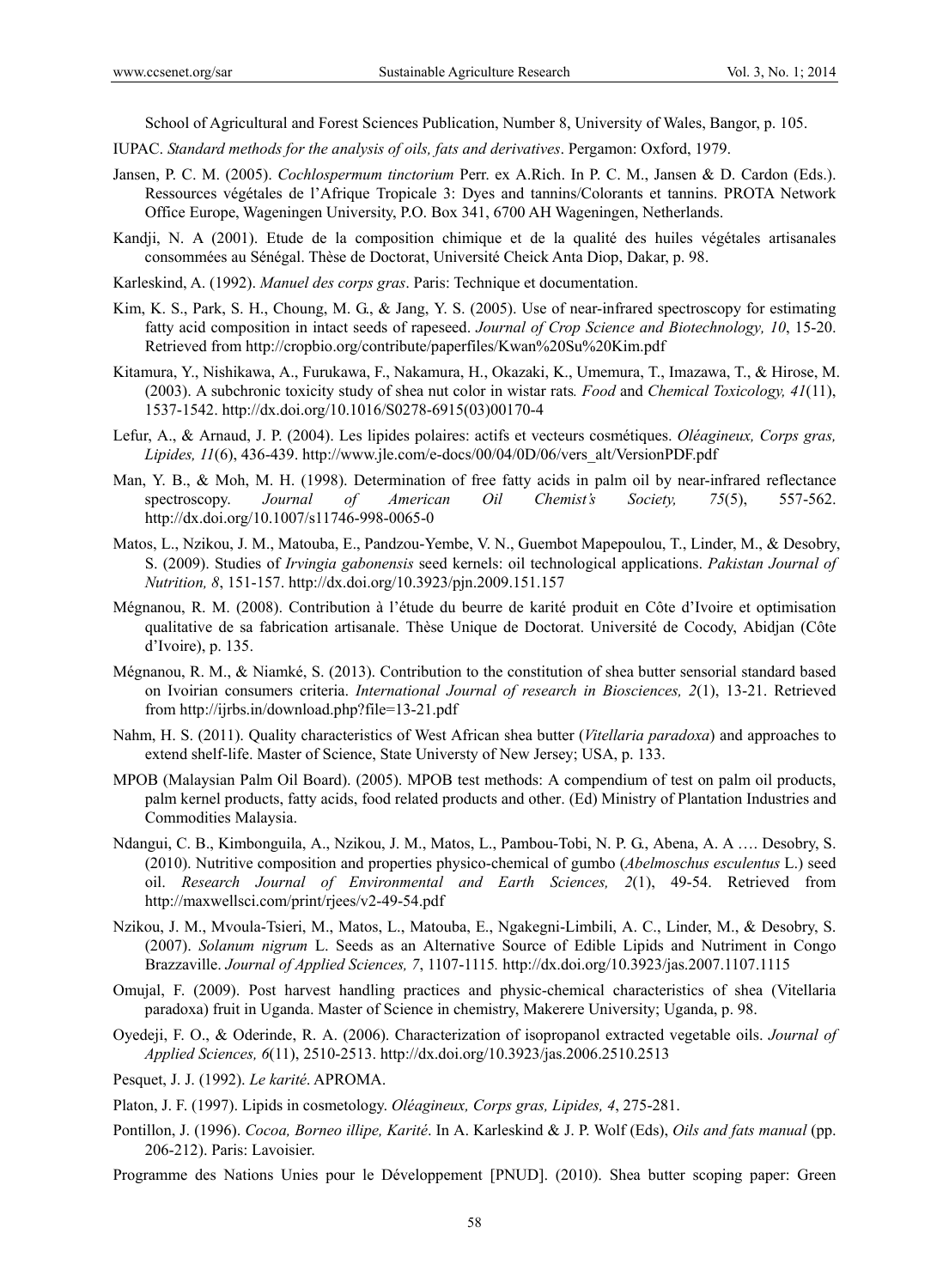School of Agricultural and Forest Sciences Publication, Number 8, University of Wales, Bangor, p. 105.

IUPAC. *Standard methods for the analysis of oils, fats and derivatives*. Pergamon: Oxford, 1979.

Jansen, P. C. M. (2005). *Cochlospermum tinctorium* Perr. ex A.Rich. In P. C. M., Jansen & D. Cardon (Eds.). Ressources végétales de l'Afrique Tropicale 3: Dyes and tannins/Colorants et tannins. PROTA Network Office Europe, Wageningen University, P.O. Box 341, 6700 AH Wageningen, Netherlands.

Kandji, N. A (2001). Etude de la composition chimique et de la qualité des huiles végétales artisanales consommées au Sénégal. Thèse de Doctorat, Université Cheick Anta Diop, Dakar, p. 98.

Karleskind, A. (1992). *Manuel des corps gras*. Paris: Technique et documentation.

Kim, K. S., Park, S. H., Choung, M. G., & Jang, Y. S. (2005). Use of near-infrared spectroscopy for estimating fatty acid composition in intact seeds of rapeseed. *Journal of Crop Science and Biotechnology, 10*, 15-20. Retrieved from http://cropbio.org/contribute/paperfiles/Kwan%20Su%20Kim.pdf

Kitamura, Y., Nishikawa, A., Furukawa, F., Nakamura, H., Okazaki, K., Umemura, T., Imazawa, T., & Hirose, M. (2003). A subchronic toxicity study of shea nut color in wistar rats*. Food* and *Chemical Toxicology, 41*(11), 1537-1542. http://dx.doi.org/10.1016/S0278-6915(03)00170-4

Lefur, A., & Arnaud, J. P. (2004). Les lipides polaires: actifs et vecteurs cosmétiques. *Oléagineux, Corps gras, Lipides, 11*(6), 436-439. http://www.jle.com/e-docs/00/04/0D/06/vers_alt/VersionPDF.pdf

Man, Y. B., & Moh, M. H. (1998). Determination of free fatty acids in palm oil by near-infrared reflectance spectroscopy. *Journal of American Oil Chemist's Society, 75*(5), 557-562. http://dx.doi.org/10.1007/s11746-998-0065-0

Matos, L., Nzikou, J. M., Matouba, E., Pandzou-Yembe, V. N., Guembot Mapepoulou, T., Linder, M., & Desobry, S. (2009). Studies of *Irvingia gabonensis* seed kernels: oil technological applications. *Pakistan Journal of Nutrition, 8*, 151-157. http://dx.doi.org/10.3923/pjn.2009.151.157

Mégnanou, R. M. (2008). Contribution à l'étude du beurre de karité produit en Côte d'Ivoire et optimisation qualitative de sa fabrication artisanale. Thèse Unique de Doctorat. Université de Cocody, Abidjan (Côte d'Ivoire), p. 135.

Mégnanou, R. M., & Niamké, S. (2013). Contribution to the constitution of shea butter sensorial standard based on Ivoirian consumers criteria. *International Journal of research in Biosciences, 2*(1), 13-21. Retrieved from http://ijrbs.in/download.php?file=13-21.pdf

Nahm, H. S. (2011). Quality characteristics of West African shea butter (*Vitellaria paradoxa*) and approaches to extend shelf-life. Master of Science, State Universty of New Jersey; USA, p. 133.

MPOB (Malaysian Palm Oil Board). (2005). MPOB test methods: A compendium of test on palm oil products, palm kernel products, fatty acids, food related products and other. (Ed) Ministry of Plantation Industries and Commodities Malaysia.

Ndangui, C. B., Kimbonguila, A., Nzikou, J. M., Matos, L., Pambou-Tobi, N. P. G., Abena, A. A …. Desobry, S. (2010). Nutritive composition and properties physico-chemical of gumbo (*Abelmoschus esculentus* L.) seed oil. *Research Journal of Environmental and Earth Sciences, 2*(1), 49-54. Retrieved from http://maxwellsci.com/print/rjees/v2-49-54.pdf

Nzikou, J. M., Mvoula-Tsieri, M., Matos, L., Matouba, E., Ngakegni-Limbili, A. C., Linder, M., & Desobry, S. (2007). *Solanum nigrum* L. Seeds as an Alternative Source of Edible Lipids and Nutriment in Congo Brazzaville. *Journal of Applied Sciences, 7*, 1107-1115*.* http://dx.doi.org/10.3923/jas.2007.1107.1115

Omujal, F. (2009). Post harvest handling practices and physic-chemical characteristics of shea (Vitellaria paradoxa) fruit in Uganda. Master of Science in chemistry, Makerere University; Uganda, p. 98.

Oyedeji, F. O., & Oderinde, R. A. (2006). Characterization of isopropanol extracted vegetable oils. *Journal of Applied Sciences, 6*(11), 2510-2513. http://dx.doi.org/10.3923/jas.2006.2510.2513

Pesquet, J. J. (1992). *Le karité*. APROMA.

Platon, J. F. (1997). Lipids in cosmetology. *Oléagineux, Corps gras, Lipides, 4*, 275-281.

Pontillon, J. (1996). *Cocoa, Borneo illipe, Karité*. In A. Karleskind & J. P. Wolf (Eds), *Oils and fats manual* (pp. 206-212). Paris: Lavoisier.

Programme des Nations Unies pour le Développement [PNUD]. (2010). Shea butter scoping paper: Green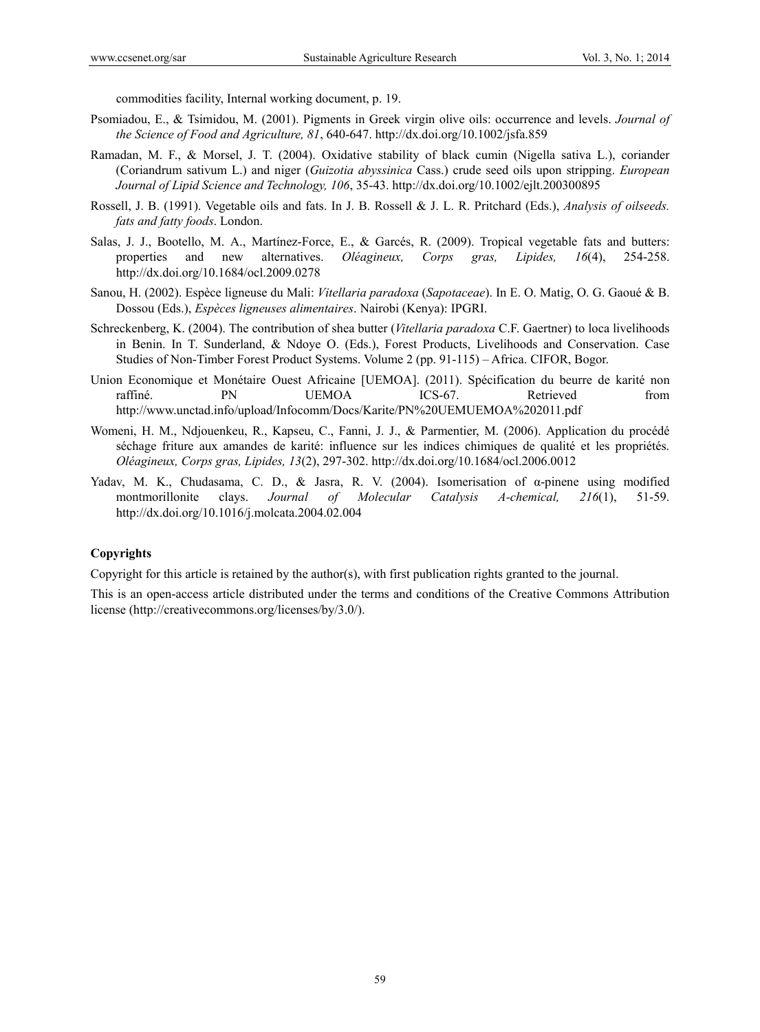commodities facility, Internal working document, p. 19.

Psomiadou, E., & Tsimidou, M. (2001). Pigments in Greek virgin olive oils: occurrence and levels. *Journal of the Science of Food and Agriculture, 81*, 640-647. http://dx.doi.org/10.1002/jsfa.859

Ramadan, M. F., & Morsel, J. T. (2004). Oxidative stability of black cumin (Nigella sativa L.), coriander (Coriandrum sativum L.) and niger (*Guizotia abyssinica* Cass.) crude seed oils upon stripping. *European Journal of Lipid Science and Technology, 106*, 35-43. http://dx.doi.org/10.1002/ejlt.200300895

Rossell, J. B. (1991). Vegetable oils and fats. In J. B. Rossell & J. L. R. Pritchard (Eds.), *Analysis of oilseeds. fats and fatty foods*. London.

Salas, J. J., Bootello, M. A., Martínez-Force, E., & Garcés, R. (2009). Tropical vegetable fats and butters: properties and new alternatives. *Oléagineux, Corps gras, Lipides, 16*(4), 254-258. http://dx.doi.org/10.1684/ocl.2009.0278

Sanou, H. (2002). Espèce ligneuse du Mali: *Vitellaria paradoxa* (*Sapotaceae*). In E. O. Matig, O. G. Gaoué & B. Dossou (Eds.), *Espèces ligneuses alimentaires*. Nairobi (Kenya): IPGRI.

Schreckenberg, K. (2004). The contribution of shea butter (*Vitellaria paradoxa* C.F. Gaertner) to loca livelihoods in Benin. In T. Sunderland, & Ndoye O. (Eds.), Forest Products, Livelihoods and Conservation. Case Studies of Non-Timber Forest Product Systems. Volume 2 (pp. 91-115) – Africa. CIFOR, Bogor.

Union Economique et Monétaire Ouest Africaine [UEMOA]. (2011). Spécification du beurre de karité non raffiné. PN UEMOA ICS-67. Retrieved from http://www.unctad.info/upload/Infocomm/Docs/Karite/PN%20UEMUEMOA%202011.pdf

Womeni, H. M., Ndjouenkeu, R., Kapseu, C., Fanni, J. J., & Parmentier, M. (2006). Application du procédé séchage friture aux amandes de karité: influence sur les indices chimiques de qualité et les propriétés. *Oléagineux, Corps gras, Lipides, 13*(2), 297-302. http://dx.doi.org/10.1684/ocl.2006.0012

Yadav, M. K., Chudasama, C. D., & Jasra, R. V. (2004). Isomerisation of α-pinene using modified montmorillonite clays. *Journal of Molecular Catalysis A-chemical, 216*(1), 51-59. http://dx.doi.org/10.1016/j.molcata.2004.02.004

**Copyrights**

Copyright for this article is retained by the author(s), with first publication rights granted to the journal.

This is an open-access article distributed under the terms and conditions of the Creative Commons Attribution license (http://creativecommons.org/licenses/by/3.0/).